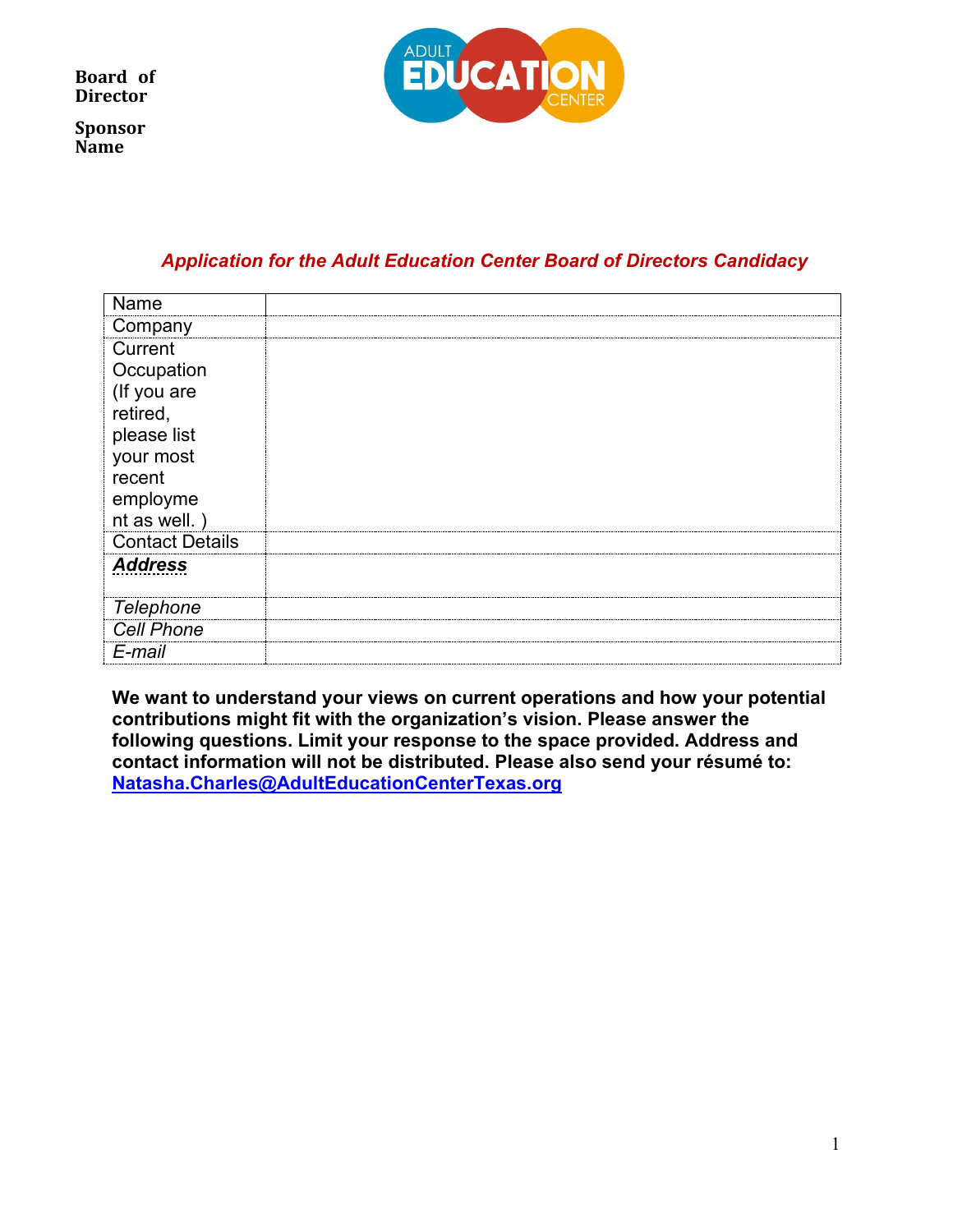**Board of Director**

**Sponsor Name**

***Application for the Adult Education Center Board of Directors Candidacy***

| Name | |
|---|---|
| Company | |
| Current Occupation (If you are retired, please list your most recent employment as well. ) | |
| Contact Details | |
| ***Address*** | |
| *Telephone* | |
| *Cell Phone* | |
| *E-mail* | |

**We want to understand your views on current operations and how your potential contributions might fit with the organization's vision. Please answer the following questions. Limit your response to the space provided. Address and contact information will not be distributed. Please also send your résumé to: [Natasha.Charles@AdultEducationCenterTexas.org](mailto:Natasha.Charles@AdultEducationCenterTexas.org)**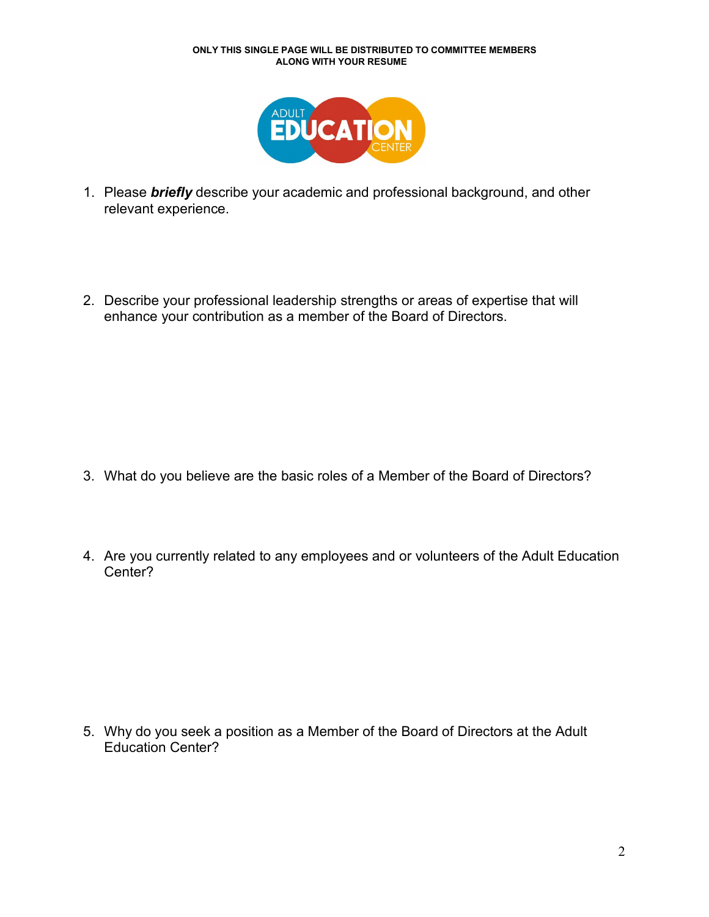**ONLY THIS SINGLE PAGE WILL BE DISTRIBUTED TO COMMITTEE MEMBERS ALONG WITH YOUR RESUME**

ADULT EDUCATION CENTER

1. Please ***briefly*** describe your academic and professional background, and other relevant experience.

2. Describe your professional leadership strengths or areas of expertise that will enhance your contribution as a member of the Board of Directors.

3. What do you believe are the basic roles of a Member of the Board of Directors?

4. Are you currently related to any employees and or volunteers of the Adult Education Center?

5. Why do you seek a position as a Member of the Board of Directors at the Adult Education Center?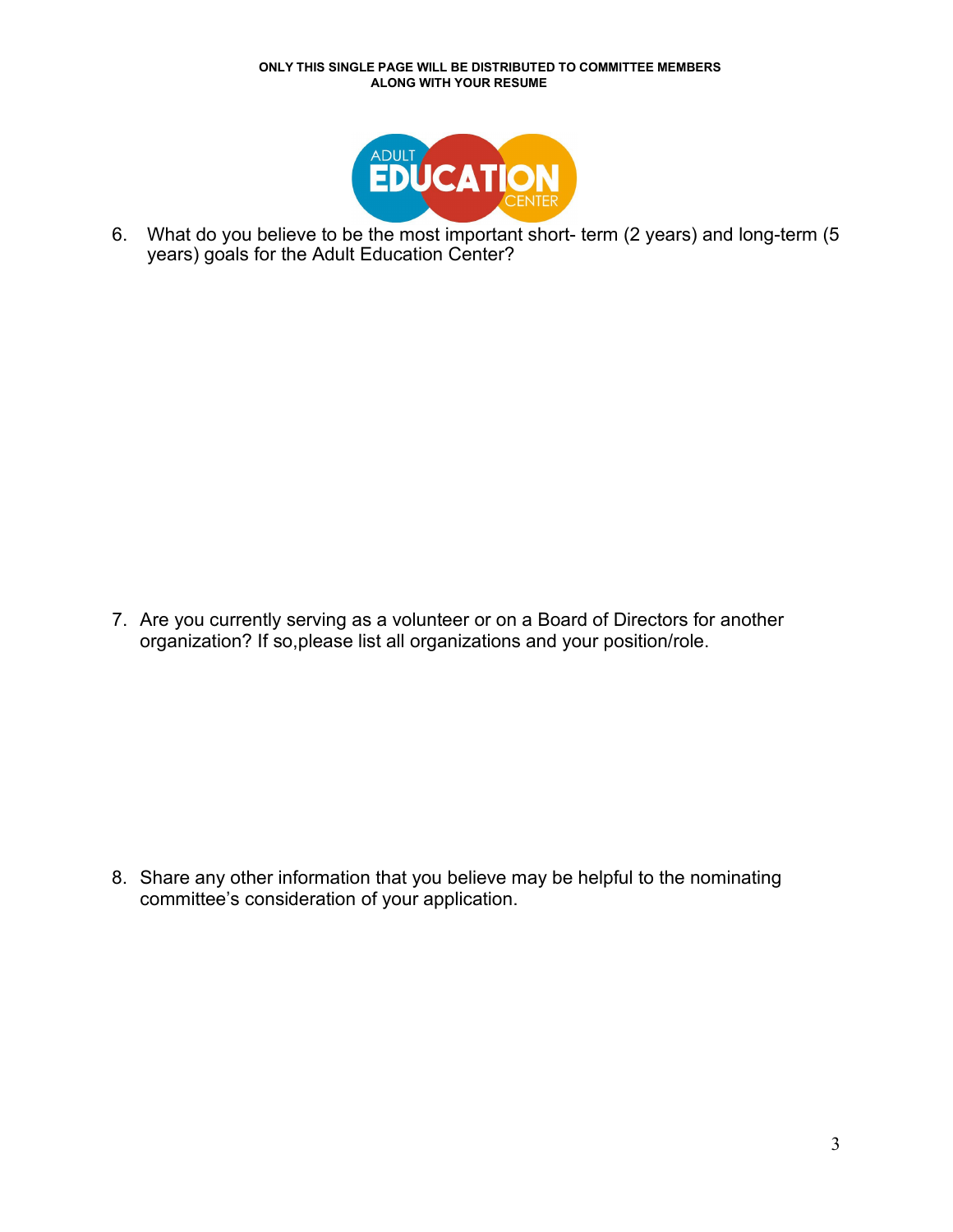**ONLY THIS SINGLE PAGE WILL BE DISTRIBUTED TO COMMITTEE MEMBERS ALONG WITH YOUR RESUME**

6. What do you believe to be the most important short- term (2 years) and long-term (5 years) goals for the Adult Education Center?

7. Are you currently serving as a volunteer or on a Board of Directors for another organization? If so,please list all organizations and your position/role.

8. Share any other information that you believe may be helpful to the nominating committee's consideration of your application.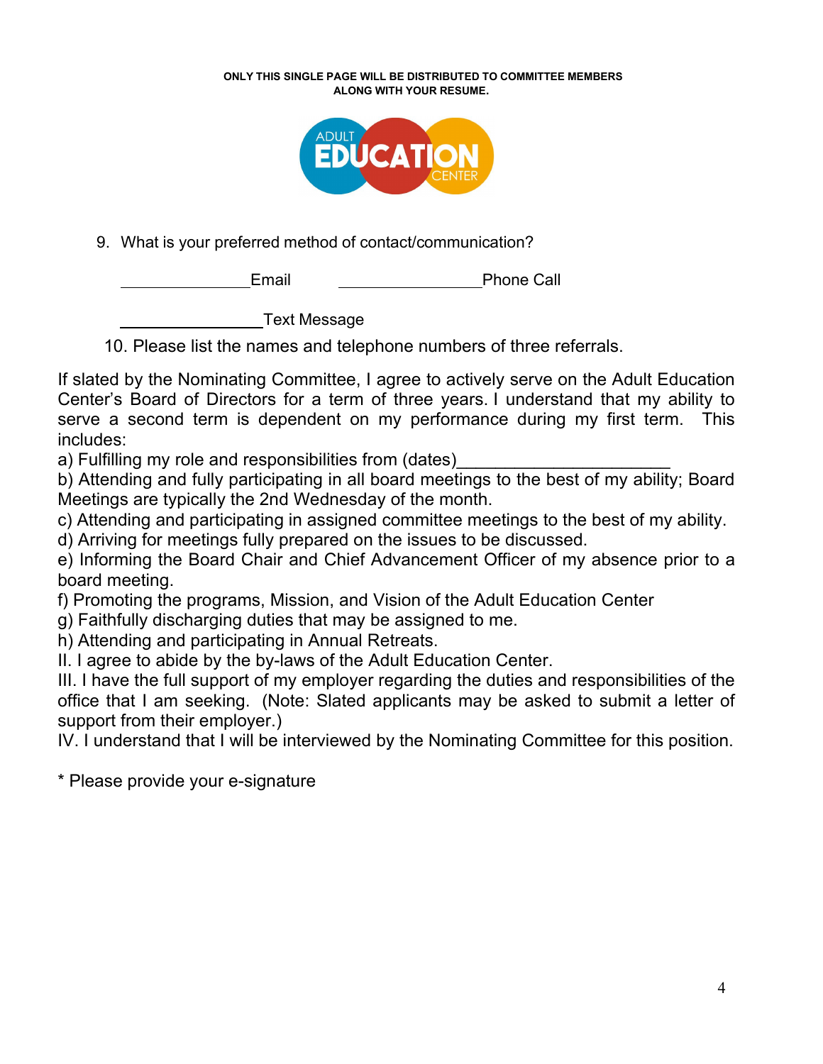**ONLY THIS SINGLE PAGE WILL BE DISTRIBUTED TO COMMITTEE MEMBERS ALONG WITH YOUR RESUME.**

ADULT EDUCATION CENTER

9. What is your preferred method of contact/communication?

   ______________Email ______________Phone Call

   ______________Text Message

10. Please list the names and telephone numbers of three referrals.

If slated by the Nominating Committee, I agree to actively serve on the Adult Education Center's Board of Directors for a term of three years. I understand that my ability to serve a second term is dependent on my performance during my first term. This includes:

a) Fulfilling my role and responsibilities from (dates)____________________

b) Attending and fully participating in all board meetings to the best of my ability; Board Meetings are typically the 2nd Wednesday of the month.

c) Attending and participating in assigned committee meetings to the best of my ability.

d) Arriving for meetings fully prepared on the issues to be discussed.

e) Informing the Board Chair and Chief Advancement Officer of my absence prior to a board meeting.

f) Promoting the programs, Mission, and Vision of the Adult Education Center

g) Faithfully discharging duties that may be assigned to me.

h) Attending and participating in Annual Retreats.

II. I agree to abide by the by-laws of the Adult Education Center.

III. I have the full support of my employer regarding the duties and responsibilities of the office that I am seeking. (Note: Slated applicants may be asked to submit a letter of support from their employer.)

IV. I understand that I will be interviewed by the Nominating Committee for this position.

* Please provide your e-signature